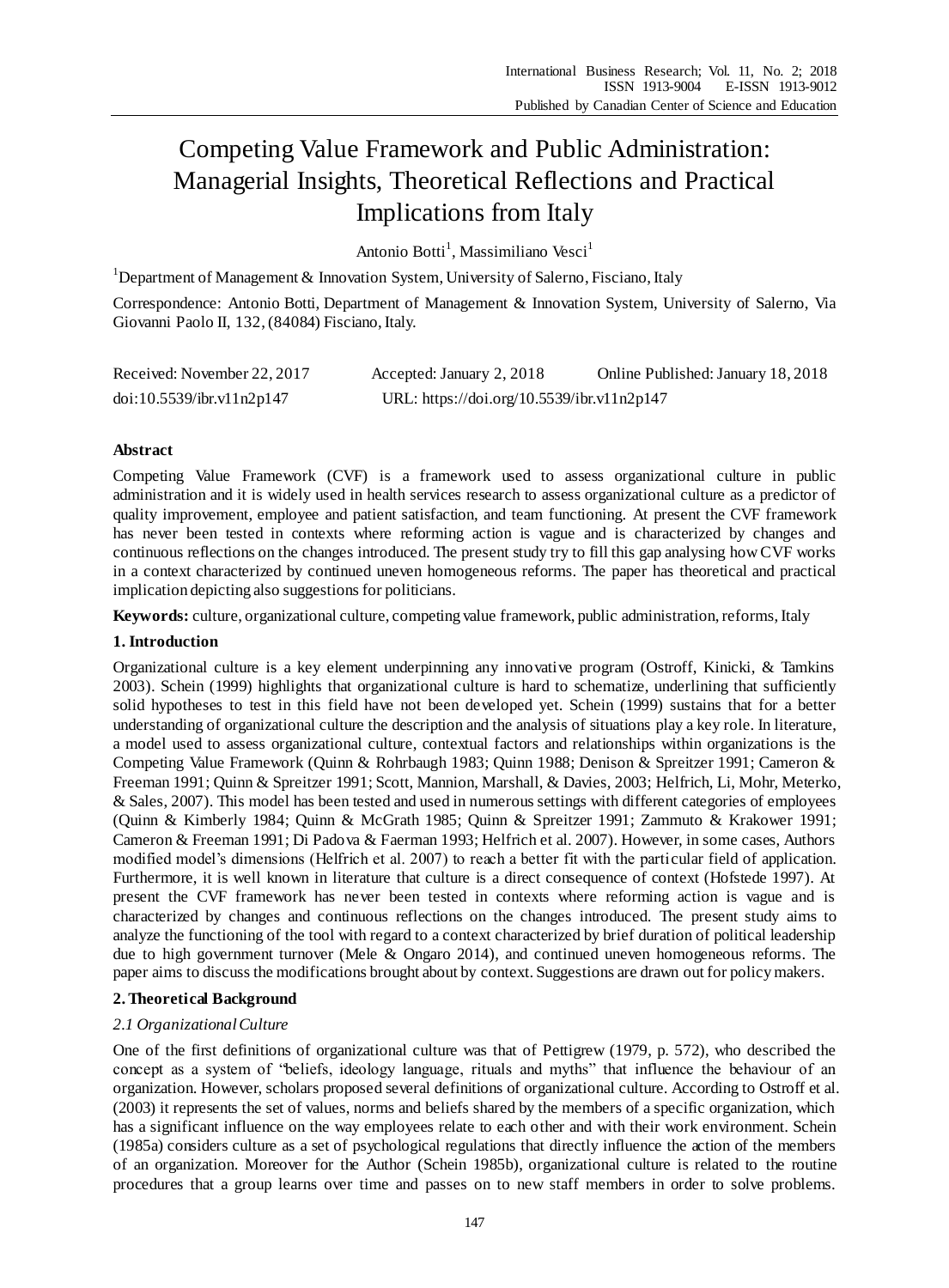# Competing Value Framework and Public Administration: Managerial Insights, Theoretical Reflections and Practical Implications from Italy

Antonio Botti[1], Massimiliano Vesci[1]

[1]Department of Management & Innovation System, University of Salerno, Fisciano, Italy

Correspondence: Antonio Botti, Department of Management & Innovation System, University of Salerno, Via Giovanni Paolo II, 132, (84084) Fisciano, Italy.

Received: November 22, 2017 Accepted: January 2, 2018 Online Published: January 18, 2018

doi:10.5539/ibr.v11n2p147 URL: https://doi.org/10.5539/ibr.v11n2p147

## Abstract

Competing Value Framework (CVF) is a framework used to assess organizational culture in public administration and it is widely used in health services research to assess organizational culture as a predictor of quality improvement, employee and patient satisfaction, and team functioning. At present the CVF framework has never been tested in contexts where reforming action is vague and is characterized by changes and continuous reflections on the changes introduced. The present study try to fill this gap analysing how CVF works in a context characterized by continued uneven homogeneous reforms. The paper has theoretical and practical implication depicting also suggestions for politicians.

**Keywords:** culture, organizational culture, competing value framework, public administration, reforms, Italy

## 1. Introduction

Organizational culture is a key element underpinning any innovative program (Ostroff, Kinicki, & Tamkins 2003). Schein (1999) highlights that organizational culture is hard to schematize, underlining that sufficiently solid hypotheses to test in this field have not been developed yet. Schein (1999) sustains that for a better understanding of organizational culture the description and the analysis of situations play a key role. In literature, a model used to assess organizational culture, contextual factors and relationships within organizations is the Competing Value Framework (Quinn & Rohrbaugh 1983; Quinn 1988; Denison & Spreitzer 1991; Cameron & Freeman 1991; Quinn & Spreitzer 1991; Scott, Mannion, Marshall, & Davies, 2003; Helfrich, Li, Mohr, Meterko, & Sales, 2007). This model has been tested and used in numerous settings with different categories of employees (Quinn & Kimberly 1984; Quinn & McGrath 1985; Quinn & Spreitzer 1991; Zammuto & Krakower 1991; Cameron & Freeman 1991; Di Padova & Faerman 1993; Helfrich et al. 2007). However, in some cases, Authors modified model's dimensions (Helfrich et al. 2007) to reach a better fit with the particular field of application. Furthermore, it is well known in literature that culture is a direct consequence of context (Hofstede 1997). At present the CVF framework has never been tested in contexts where reforming action is vague and is characterized by changes and continuous reflections on the changes introduced. The present study aims to analyze the functioning of the tool with regard to a context characterized by brief duration of political leadership due to high government turnover (Mele & Ongaro 2014), and continued uneven homogeneous reforms. The paper aims to discuss the modifications brought about by context. Suggestions are drawn out for policy makers.

## 2. Theoretical Background

### *2.1 Organizational Culture*

One of the first definitions of organizational culture was that of Pettigrew (1979, p. 572), who described the concept as a system of "beliefs, ideology language, rituals and myths" that influence the behaviour of an organization. However, scholars proposed several definitions of organizational culture. According to Ostroff et al. (2003) it represents the set of values, norms and beliefs shared by the members of a specific organization, which has a significant influence on the way employees relate to each other and with their work environment. Schein (1985a) considers culture as a set of psychological regulations that directly influence the action of the members of an organization. Moreover for the Author (Schein 1985b), organizational culture is related to the routine procedures that a group learns over time and passes on to new staff members in order to solve problems.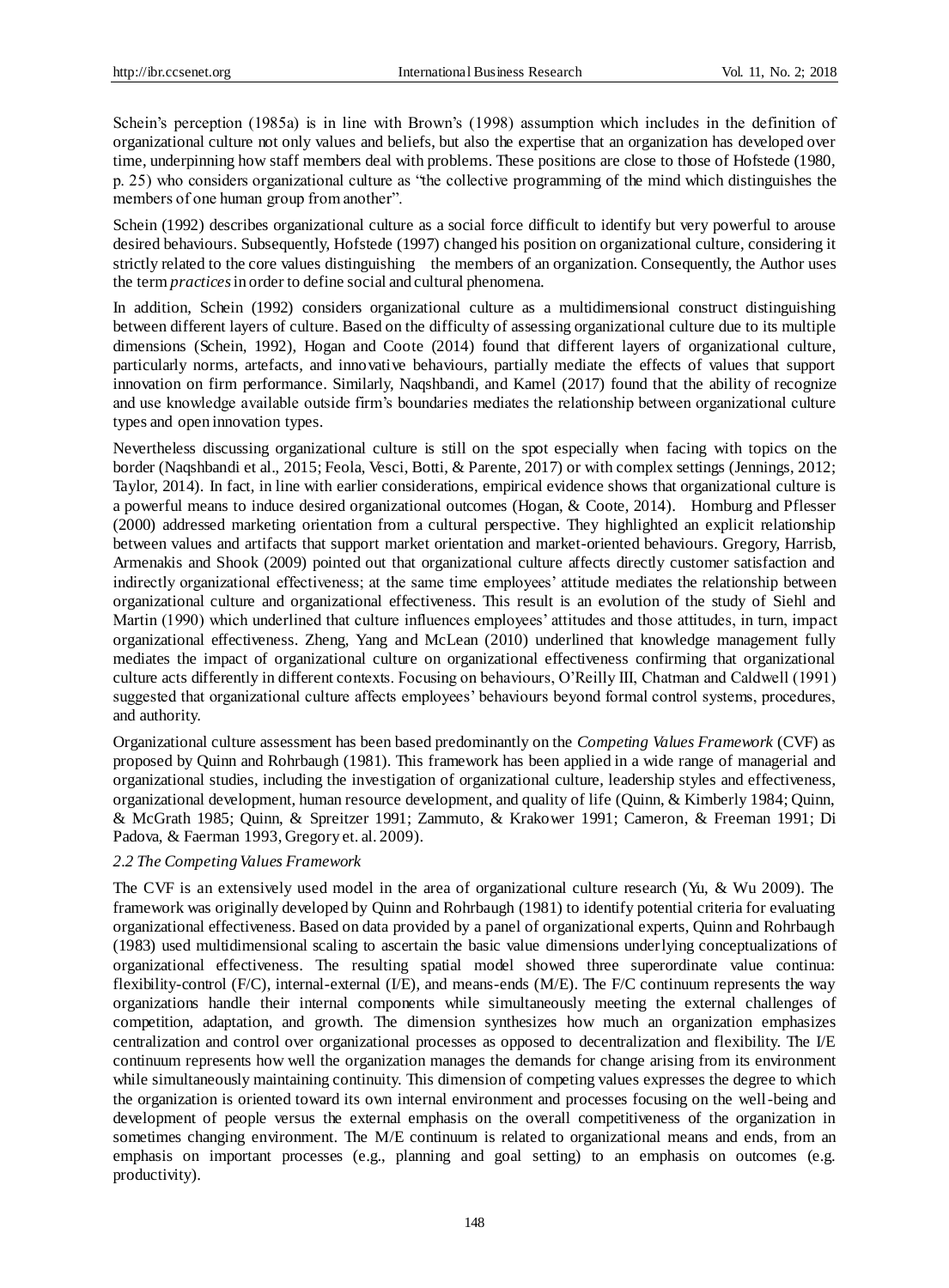Schein's perception (1985a) is in line with Brown's (1998) assumption which includes in the definition of organizational culture not only values and beliefs, but also the expertise that an organization has developed over time, underpinning how staff members deal with problems. These positions are close to those of Hofstede (1980, p. 25) who considers organizational culture as "the collective programming of the mind which distinguishes the members of one human group from another".

Schein (1992) describes organizational culture as a social force difficult to identify but very powerful to arouse desired behaviours. Subsequently, Hofstede (1997) changed his position on organizational culture, considering it strictly related to the core values distinguishing the members of an organization. Consequently, the Author uses the term *practices* in order to define social and cultural phenomena.

In addition, Schein (1992) considers organizational culture as a multidimensional construct distinguishing between different layers of culture. Based on the difficulty of assessing organizational culture due to its multiple dimensions (Schein, 1992), Hogan and Coote (2014) found that different layers of organizational culture, particularly norms, artefacts, and innovative behaviours, partially mediate the effects of values that support innovation on firm performance. Similarly, Naqshbandi, and Kamel (2017) found that the ability of recognize and use knowledge available outside firm's boundaries mediates the relationship between organizational culture types and open innovation types.

Nevertheless discussing organizational culture is still on the spot especially when facing with topics on the border (Naqshbandi et al., 2015; Feola, Vesci, Botti, & Parente, 2017) or with complex settings (Jennings, 2012; Taylor, 2014). In fact, in line with earlier considerations, empirical evidence shows that organizational culture is a powerful means to induce desired organizational outcomes (Hogan, & Coote, 2014). Homburg and Pflesser (2000) addressed marketing orientation from a cultural perspective. They highlighted an explicit relationship between values and artifacts that support market orientation and market-oriented behaviours. Gregory, Harrisb, Armenakis and Shook (2009) pointed out that organizational culture affects directly customer satisfaction and indirectly organizational effectiveness; at the same time employees' attitude mediates the relationship between organizational culture and organizational effectiveness. This result is an evolution of the study of Siehl and Martin (1990) which underlined that culture influences employees' attitudes and those attitudes, in turn, impact organizational effectiveness. Zheng, Yang and McLean (2010) underlined that knowledge management fully mediates the impact of organizational culture on organizational effectiveness confirming that organizational culture acts differently in different contexts. Focusing on behaviours, O'Reilly III, Chatman and Caldwell (1991) suggested that organizational culture affects employees' behaviours beyond formal control systems, procedures, and authority.

Organizational culture assessment has been based predominantly on the *Competing Values Framework* (CVF) as proposed by Quinn and Rohrbaugh (1981). This framework has been applied in a wide range of managerial and organizational studies, including the investigation of organizational culture, leadership styles and effectiveness, organizational development, human resource development, and quality of life (Quinn, & Kimberly 1984; Quinn, & McGrath 1985; Quinn, & Spreitzer 1991; Zammuto, & Krakower 1991; Cameron, & Freeman 1991; Di Padova, & Faerman 1993, Gregory et. al. 2009).

### *2.2 The Competing Values Framework*

The CVF is an extensively used model in the area of organizational culture research (Yu, & Wu 2009). The framework was originally developed by Quinn and Rohrbaugh (1981) to identify potential criteria for evaluating organizational effectiveness. Based on data provided by a panel of organizational experts, Quinn and Rohrbaugh (1983) used multidimensional scaling to ascertain the basic value dimensions underlying conceptualizations of organizational effectiveness. The resulting spatial model showed three superordinate value continua: flexibility-control (F/C), internal-external (I/E), and means-ends (M/E). The F/C continuum represents the way organizations handle their internal components while simultaneously meeting the external challenges of competition, adaptation, and growth. The dimension synthesizes how much an organization emphasizes centralization and control over organizational processes as opposed to decentralization and flexibility. The I/E continuum represents how well the organization manages the demands for change arising from its environment while simultaneously maintaining continuity. This dimension of competing values expresses the degree to which the organization is oriented toward its own internal environment and processes focusing on the well-being and development of people versus the external emphasis on the overall competitiveness of the organization in sometimes changing environment. The M/E continuum is related to organizational means and ends, from an emphasis on important processes (e.g., planning and goal setting) to an emphasis on outcomes (e.g. productivity).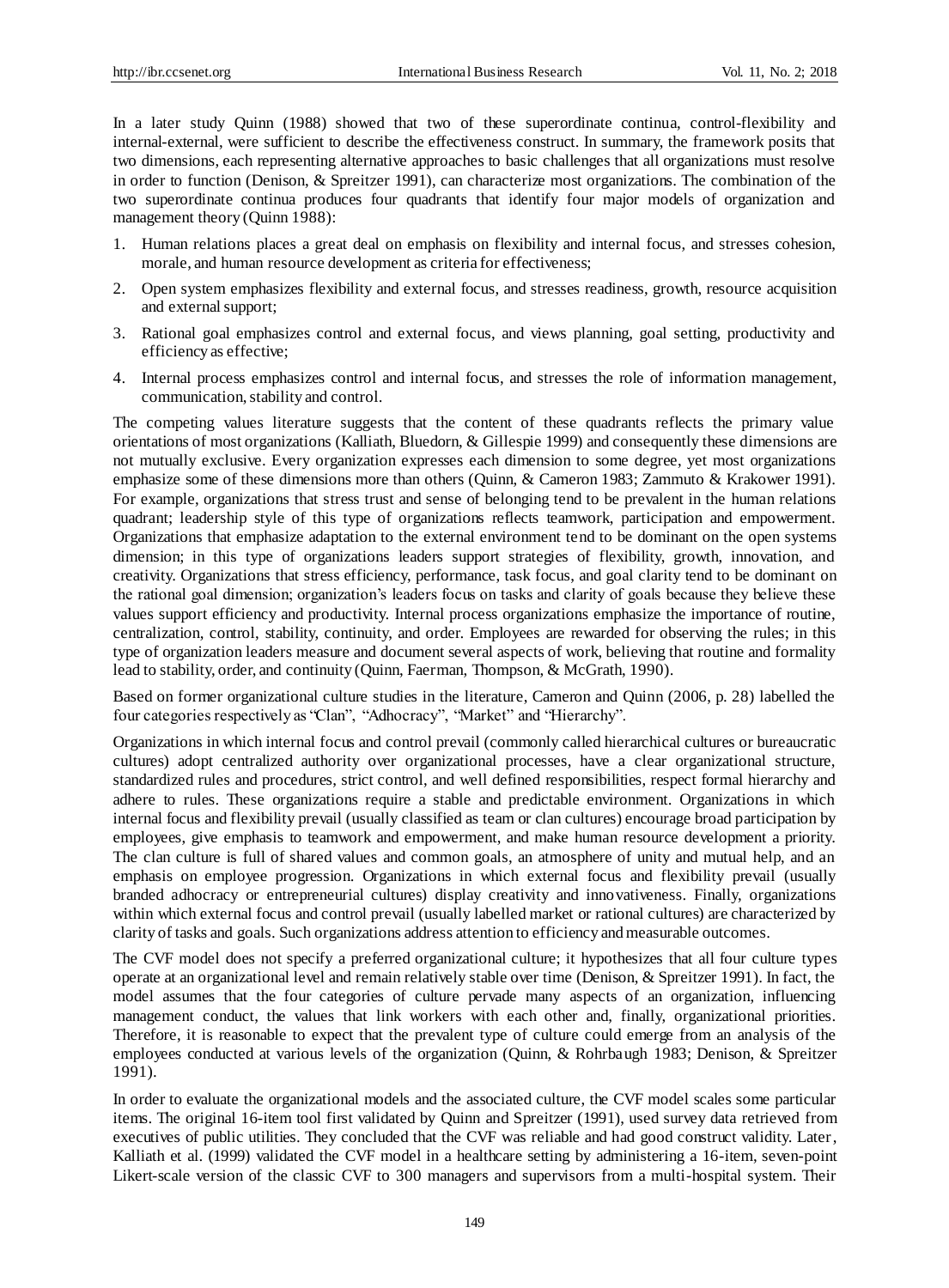In a later study Quinn (1988) showed that two of these superordinate continua, control-flexibility and internal-external, were sufficient to describe the effectiveness construct. In summary, the framework posits that two dimensions, each representing alternative approaches to basic challenges that all organizations must resolve in order to function (Denison, & Spreitzer 1991), can characterize most organizations. The combination of the two superordinate continua produces four quadrants that identify four major models of organization and management theory (Quinn 1988):

1. Human relations places a great deal on emphasis on flexibility and internal focus, and stresses cohesion, morale, and human resource development as criteria for effectiveness;
2. Open system emphasizes flexibility and external focus, and stresses readiness, growth, resource acquisition and external support;
3. Rational goal emphasizes control and external focus, and views planning, goal setting, productivity and efficiency as effective;
4. Internal process emphasizes control and internal focus, and stresses the role of information management, communication, stability and control.

The competing values literature suggests that the content of these quadrants reflects the primary value orientations of most organizations (Kalliath, Bluedorn, & Gillespie 1999) and consequently these dimensions are not mutually exclusive. Every organization expresses each dimension to some degree, yet most organizations emphasize some of these dimensions more than others (Quinn, & Cameron 1983; Zammuto & Krakower 1991). For example, organizations that stress trust and sense of belonging tend to be prevalent in the human relations quadrant; leadership style of this type of organizations reflects teamwork, participation and empowerment. Organizations that emphasize adaptation to the external environment tend to be dominant on the open systems dimension; in this type of organizations leaders support strategies of flexibility, growth, innovation, and creativity. Organizations that stress efficiency, performance, task focus, and goal clarity tend to be dominant on the rational goal dimension; organization's leaders focus on tasks and clarity of goals because they believe these values support efficiency and productivity. Internal process organizations emphasize the importance of routine, centralization, control, stability, continuity, and order. Employees are rewarded for observing the rules; in this type of organization leaders measure and document several aspects of work, believing that routine and formality lead to stability, order, and continuity (Quinn, Faerman, Thompson, & McGrath, 1990).

Based on former organizational culture studies in the literature, Cameron and Quinn (2006, p. 28) labelled the four categories respectively as "Clan", "Adhocracy", "Market" and "Hierarchy".

Organizations in which internal focus and control prevail (commonly called hierarchical cultures or bureaucratic cultures) adopt centralized authority over organizational processes, have a clear organizational structure, standardized rules and procedures, strict control, and well defined responsibilities, respect formal hierarchy and adhere to rules. These organizations require a stable and predictable environment. Organizations in which internal focus and flexibility prevail (usually classified as team or clan cultures) encourage broad participation by employees, give emphasis to teamwork and empowerment, and make human resource development a priority. The clan culture is full of shared values and common goals, an atmosphere of unity and mutual help, and an emphasis on employee progression. Organizations in which external focus and flexibility prevail (usually branded adhocracy or entrepreneurial cultures) display creativity and innovativeness. Finally, organizations within which external focus and control prevail (usually labelled market or rational cultures) are characterized by clarity of tasks and goals. Such organizations address attention to efficiency and measurable outcomes.

The CVF model does not specify a preferred organizational culture; it hypothesizes that all four culture types operate at an organizational level and remain relatively stable over time (Denison, & Spreitzer 1991). In fact, the model assumes that the four categories of culture pervade many aspects of an organization, influencing management conduct, the values that link workers with each other and, finally, organizational priorities. Therefore, it is reasonable to expect that the prevalent type of culture could emerge from an analysis of the employees conducted at various levels of the organization (Quinn, & Rohrbaugh 1983; Denison, & Spreitzer 1991).

In order to evaluate the organizational models and the associated culture, the CVF model scales some particular items. The original 16-item tool first validated by Quinn and Spreitzer (1991), used survey data retrieved from executives of public utilities. They concluded that the CVF was reliable and had good construct validity. Later, Kalliath et al. (1999) validated the CVF model in a healthcare setting by administering a 16-item, seven-point Likert-scale version of the classic CVF to 300 managers and supervisors from a multi-hospital system. Their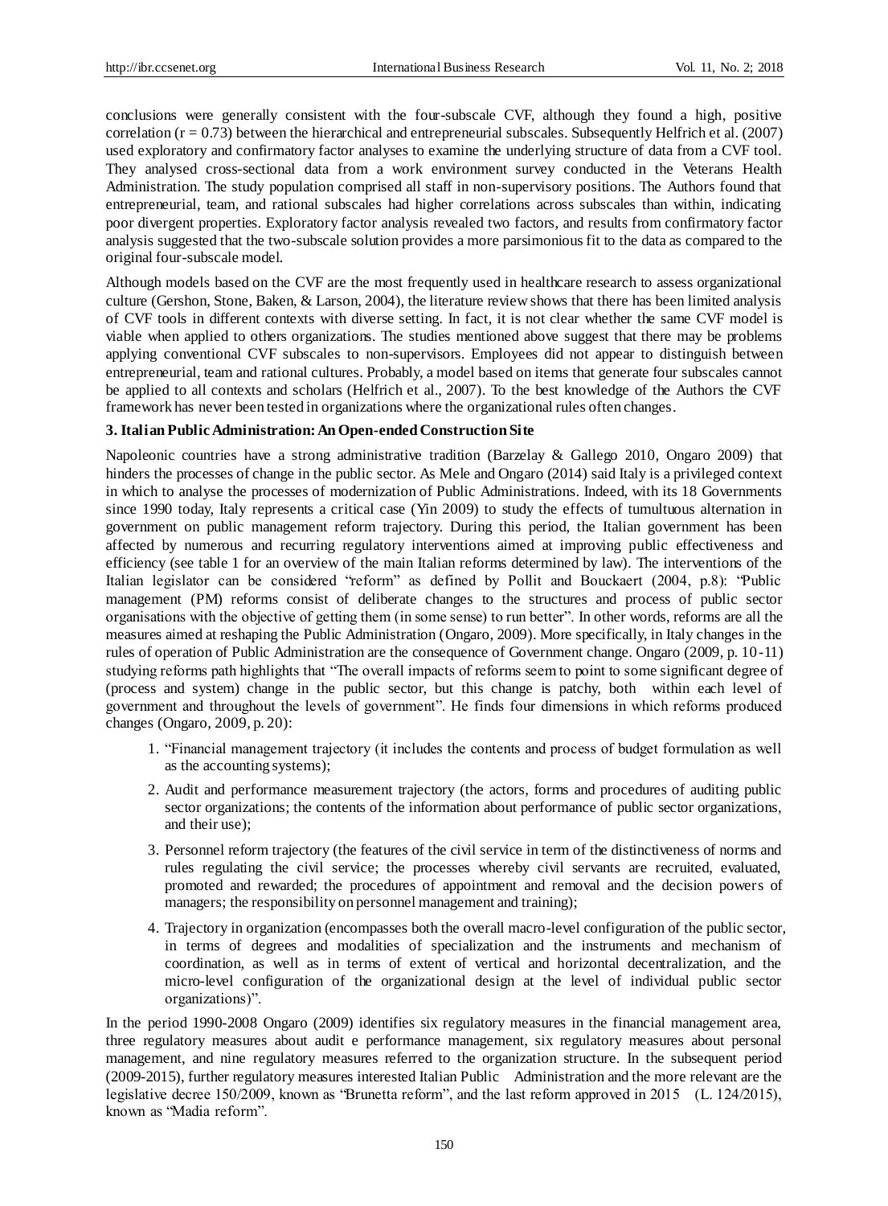conclusions were generally consistent with the four-subscale CVF, although they found a high, positive correlation (r = 0.73) between the hierarchical and entrepreneurial subscales. Subsequently Helfrich et al. (2007) used exploratory and confirmatory factor analyses to examine the underlying structure of data from a CVF tool. They analysed cross-sectional data from a work environment survey conducted in the Veterans Health Administration. The study population comprised all staff in non-supervisory positions. The Authors found that entrepreneurial, team, and rational subscales had higher correlations across subscales than within, indicating poor divergent properties. Exploratory factor analysis revealed two factors, and results from confirmatory factor analysis suggested that the two-subscale solution provides a more parsimonious fit to the data as compared to the original four-subscale model.

Although models based on the CVF are the most frequently used in healthcare research to assess organizational culture (Gershon, Stone, Baken, & Larson, 2004), the literature review shows that there has been limited analysis of CVF tools in different contexts with diverse setting. In fact, it is not clear whether the same CVF model is viable when applied to others organizations. The studies mentioned above suggest that there may be problems applying conventional CVF subscales to non-supervisors. Employees did not appear to distinguish between entrepreneurial, team and rational cultures. Probably, a model based on items that generate four subscales cannot be applied to all contexts and scholars (Helfrich et al., 2007). To the best knowledge of the Authors the CVF framework has never been tested in organizations where the organizational rules often changes.

## 3. Italian Public Administration: An Open-ended Construction Site

Napoleonic countries have a strong administrative tradition (Barzelay & Gallego 2010, Ongaro 2009) that hinders the processes of change in the public sector. As Mele and Ongaro (2014) said Italy is a privileged context in which to analyse the processes of modernization of Public Administrations. Indeed, with its 18 Governments since 1990 today, Italy represents a critical case (Yin 2009) to study the effects of tumultuous alternation in government on public management reform trajectory. During this period, the Italian government has been affected by numerous and recurring regulatory interventions aimed at improving public effectiveness and efficiency (see table 1 for an overview of the main Italian reforms determined by law). The interventions of the Italian legislator can be considered "reform" as defined by Pollit and Bouckaert (2004, p.8): "Public management (PM) reforms consist of deliberate changes to the structures and process of public sector organisations with the objective of getting them (in some sense) to run better". In other words, reforms are all the measures aimed at reshaping the Public Administration (Ongaro, 2009). More specifically, in Italy changes in the rules of operation of Public Administration are the consequence of Government change. Ongaro (2009, p. 10-11) studying reforms path highlights that "The overall impacts of reforms seem to point to some significant degree of (process and system) change in the public sector, but this change is patchy, both within each level of government and throughout the levels of government". He finds four dimensions in which reforms produced changes (Ongaro, 2009, p. 20):

1. "Financial management trajectory (it includes the contents and process of budget formulation as well as the accounting systems);
2. Audit and performance measurement trajectory (the actors, forms and procedures of auditing public sector organizations; the contents of the information about performance of public sector organizations, and their use);
3. Personnel reform trajectory (the features of the civil service in term of the distinctiveness of norms and rules regulating the civil service; the processes whereby civil servants are recruited, evaluated, promoted and rewarded; the procedures of appointment and removal and the decision powers of managers; the responsibility on personnel management and training);
4. Trajectory in organization (encompasses both the overall macro-level configuration of the public sector, in terms of degrees and modalities of specialization and the instruments and mechanism of coordination, as well as in terms of extent of vertical and horizontal decentralization, and the micro-level configuration of the organizational design at the level of individual public sector organizations)".

In the period 1990-2008 Ongaro (2009) identifies six regulatory measures in the financial management area, three regulatory measures about audit e performance management, six regulatory measures about personal management, and nine regulatory measures referred to the organization structure. In the subsequent period (2009-2015), further regulatory measures interested Italian Public Administration and the more relevant are the legislative decree 150/2009, known as "Brunetta reform", and the last reform approved in 2015 (L. 124/2015), known as "Madia reform".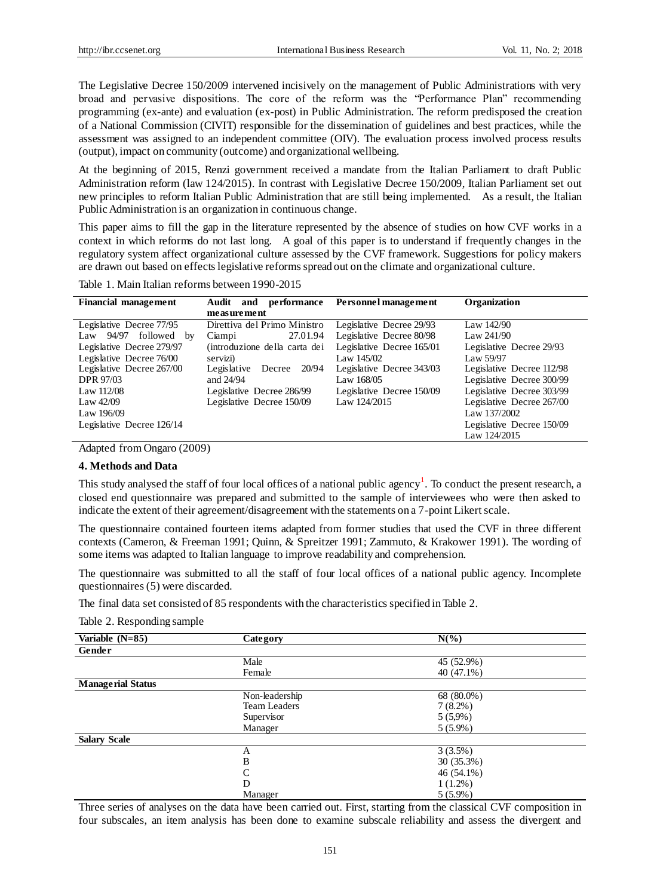The Legislative Decree 150/2009 intervened incisively on the management of Public Administrations with very broad and pervasive dispositions. The core of the reform was the "Performance Plan" recommending programming (ex-ante) and evaluation (ex-post) in Public Administration. The reform predisposed the creation of a National Commission (CIVIT) responsible for the dissemination of guidelines and best practices, while the assessment was assigned to an independent committee (OIV). The evaluation process involved process results (output), impact on community (outcome) and organizational wellbeing.

At the beginning of 2015, Renzi government received a mandate from the Italian Parliament to draft Public Administration reform (law 124/2015). In contrast with Legislative Decree 150/2009, Italian Parliament set out new principles to reform Italian Public Administration that are still being implemented. As a result, the Italian Public Administration is an organization in continuous change.

This paper aims to fill the gap in the literature represented by the absence of studies on how CVF works in a context in which reforms do not last long. A goal of this paper is to understand if frequently changes in the regulatory system affect organizational culture assessed by the CVF framework. Suggestions for policy makers are drawn out based on effects legislative reforms spread out on the climate and organizational culture.

Table 1. Main Italian reforms between 1990-2015

| **Financial management** | **Audit and performance measurement** | **Personnel management** | **Organization** |
|---|---|---|---|
| Legislative Decree 77/95 | Direttiva del Primo Ministro Ciampi 27.01.94 (introduzione della carta dei servizi) | Legislative Decree 29/93 | Law 142/90 |
| Law 94/97 followed by Legislative Decree 279/97 | Legislative Decree 20/94 and 24/94 | Legislative Decree 80/98 | Law 241/90 |
| Legislative Decree 76/00 | Legislative Decree 286/99 | Legislative Decree 165/01 | Legislative Decree 29/93 |
| Legislative Decree 267/00 | Legislative Decree 150/09 | Law 145/02 | Law 59/97 |
| DPR 97/03 | | Legislative Decree 343/03 | Legislative Decree 112/98 |
| Law 112/08 | | Law 168/05 | Legislative Decree 300/99 |
| Law 42/09 | | Legislative Decree 150/09 | Legislative Decree 303/99 |
| Law 196/09 | | Law 124/2015 | Legislative Decree 267/00 |
| Legislative Decree 126/14 | | | Law 137/2002 |
| | | | Legislative Decree 150/09 |
| | | | Law 124/2015 |

Adapted from Ongaro (2009)

### 4. Methods and Data

This study analysed the staff of four local offices of a national public agency[1]. To conduct the present research, a closed end questionnaire was prepared and submitted to the sample of interviewees who were then asked to indicate the extent of their agreement/disagreement with the statements on a 7-point Likert scale.

The questionnaire contained fourteen items adapted from former studies that used the CVF in three different contexts (Cameron, & Freeman 1991; Quinn, & Spreitzer 1991; Zammuto, & Krakower 1991). The wording of some items was adapted to Italian language to improve readability and comprehension.

The questionnaire was submitted to all the staff of four local offices of a national public agency. Incomplete questionnaires (5) were discarded.

The final data set consisted of 85 respondents with the characteristics specified in Table 2.

Table 2. Responding sample

| **Variable (N=85)** | **Category** | **N(%)** |
|---|---|---|
| **Gender** | | |
| | Male | 45 (52.9%) |
| | Female | 40 (47.1%) |
| **Managerial Status** | | |
| | Non-leadership | 68 (80.0%) |
| | Team Leaders | 7 (8.2%) |
| | Supervisor | 5 (5,9%) |
| | Manager | 5 (5.9%) |
| **Salary Scale** | | |
| | A | 3 (3.5%) |
| | B | 30 (35.3%) |
| | C | 46 (54.1%) |
| | D | 1 (1.2%) |
| | Manager | 5 (5.9%) |

Three series of analyses on the data have been carried out. First, starting from the classical CVF composition in four subscales, an item analysis has been done to examine subscale reliability and assess the divergent and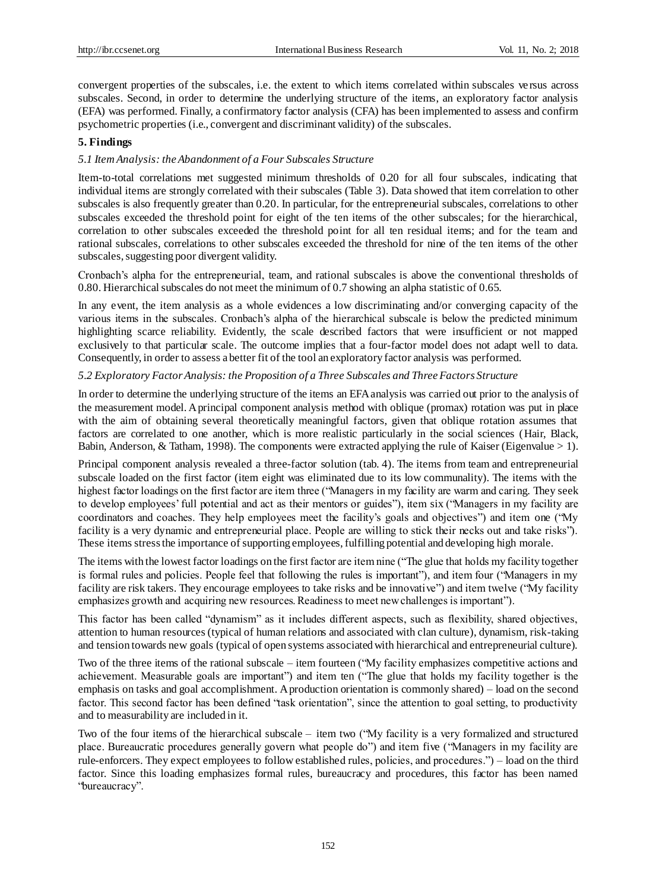convergent properties of the subscales, i.e. the extent to which items correlated within subscales versus across subscales. Second, in order to determine the underlying structure of the items, an exploratory factor analysis (EFA) was performed. Finally, a confirmatory factor analysis (CFA) has been implemented to assess and confirm psychometric properties (i.e., convergent and discriminant validity) of the subscales.

## 5. Findings

### *5.1 Item Analysis: the Abandonment of a Four Subscales Structure*

Item-to-total correlations met suggested minimum thresholds of 0.20 for all four subscales, indicating that individual items are strongly correlated with their subscales (Table 3). Data showed that item correlation to other subscales is also frequently greater than 0.20. In particular, for the entrepreneurial subscales, correlations to other subscales exceeded the threshold point for eight of the ten items of the other subscales; for the hierarchical, correlation to other subscales exceeded the threshold point for all ten residual items; and for the team and rational subscales, correlations to other subscales exceeded the threshold for nine of the ten items of the other subscales, suggesting poor divergent validity.

Cronbach's alpha for the entrepreneurial, team, and rational subscales is above the conventional thresholds of 0.80. Hierarchical subscales do not meet the minimum of 0.7 showing an alpha statistic of 0.65.

In any event, the item analysis as a whole evidences a low discriminating and/or converging capacity of the various items in the subscales. Cronbach's alpha of the hierarchical subscale is below the predicted minimum highlighting scarce reliability. Evidently, the scale described factors that were insufficient or not mapped exclusively to that particular scale. The outcome implies that a four-factor model does not adapt well to data. Consequently, in order to assess a better fit of the tool an exploratory factor analysis was performed.

### *5.2 Exploratory Factor Analysis: the Proposition of a Three Subscales and Three Factors Structure*

In order to determine the underlying structure of the items an EFA analysis was carried out prior to the analysis of the measurement model. A principal component analysis method with oblique (promax) rotation was put in place with the aim of obtaining several theoretically meaningful factors, given that oblique rotation assumes that factors are correlated to one another, which is more realistic particularly in the social sciences (Hair, Black, Babin, Anderson, & Tatham, 1998). The components were extracted applying the rule of Kaiser (Eigenvalue > 1).

Principal component analysis revealed a three-factor solution (tab. 4). The items from team and entrepreneurial subscale loaded on the first factor (item eight was eliminated due to its low communality). The items with the highest factor loadings on the first factor are item three ("Managers in my facility are warm and caring. They seek to develop employees' full potential and act as their mentors or guides"), item six ("Managers in my facility are coordinators and coaches. They help employees meet the facility's goals and objectives") and item one ("My facility is a very dynamic and entrepreneurial place. People are willing to stick their necks out and take risks"). These items stress the importance of supporting employees, fulfilling potential and developing high morale.

The items with the lowest factor loadings on the first factor are item nine ("The glue that holds my facility together is formal rules and policies. People feel that following the rules is important"), and item four ("Managers in my facility are risk takers. They encourage employees to take risks and be innovative") and item twelve ("My facility emphasizes growth and acquiring new resources. Readiness to meet new challenges is important").

This factor has been called "dynamism" as it includes different aspects, such as flexibility, shared objectives, attention to human resources (typical of human relations and associated with clan culture), dynamism, risk-taking and tension towards new goals (typical of open systems associated with hierarchical and entrepreneurial culture).

Two of the three items of the rational subscale – item fourteen ("My facility emphasizes competitive actions and achievement. Measurable goals are important") and item ten ("The glue that holds my facility together is the emphasis on tasks and goal accomplishment. A production orientation is commonly shared) – load on the second factor. This second factor has been defined "task orientation", since the attention to goal setting, to productivity and to measurability are included in it.

Two of the four items of the hierarchical subscale – item two ("My facility is a very formalized and structured place. Bureaucratic procedures generally govern what people do") and item five ("Managers in my facility are rule-enforcers. They expect employees to follow established rules, policies, and procedures.") – load on the third factor. Since this loading emphasizes formal rules, bureaucracy and procedures, this factor has been named "bureaucracy".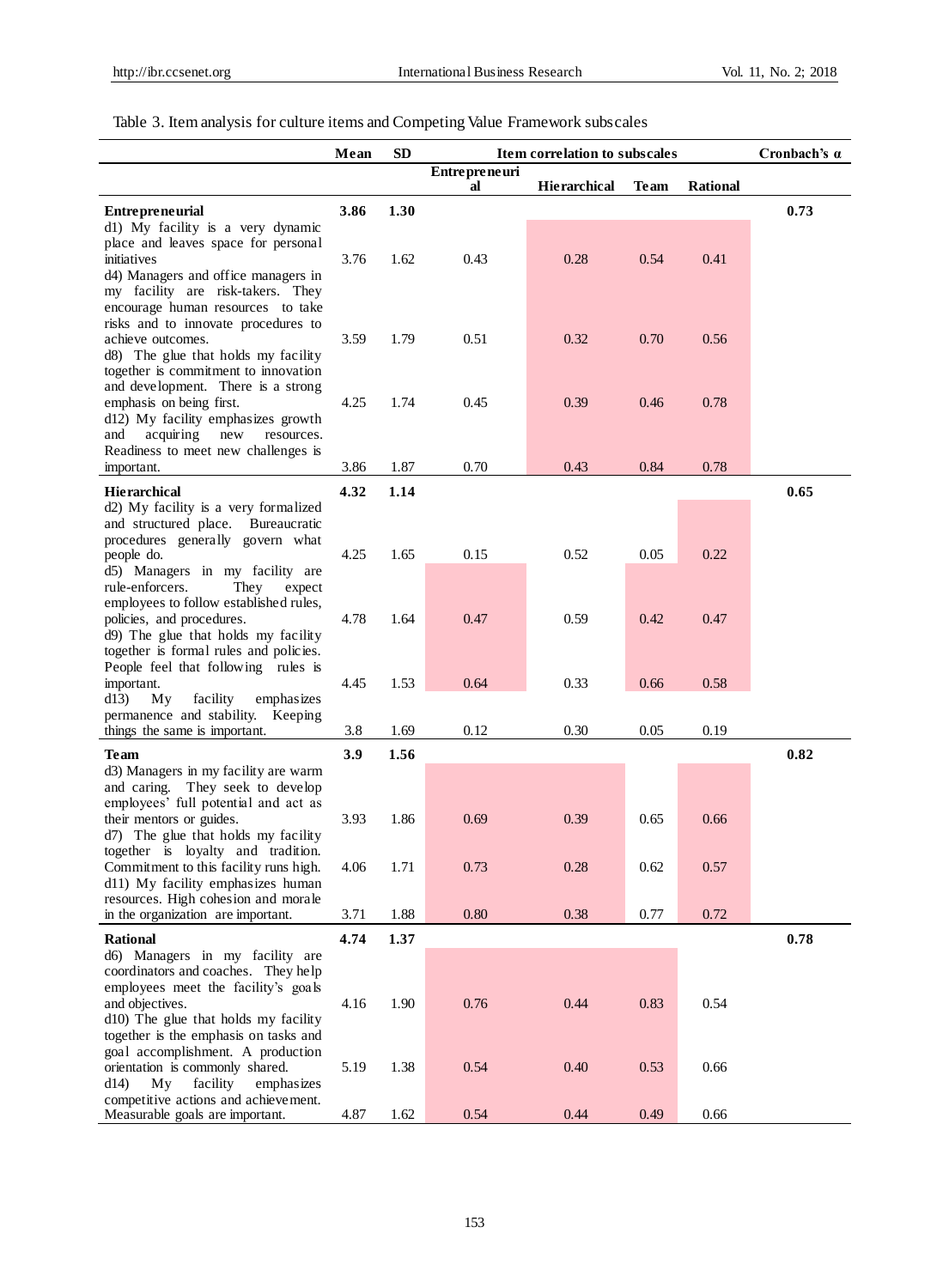Table 3. Item analysis for culture items and Competing Value Framework subscales

| | Mean | SD | Item correlation to subscales | | | | Cronbach's α |
|---|---|---|---|---|---|---|---|
| | | | Entrepreneurial | Hierarchical | Team | Rational | |
| **Entrepreneurial** | **3.86** | **1.30** | | | | | **0.73** |
| d1) My facility is a very dynamic place and leaves space for personal initiatives | 3.76 | 1.62 | 0.43 | 0.28 | 0.54 | 0.41 | |
| d4) Managers and office managers in my facility are risk-takers. They encourage human resources to take risks and to innovate procedures to achieve outcomes. | 3.59 | 1.79 | 0.51 | 0.32 | 0.70 | 0.56 | |
| d8) The glue that holds my facility together is commitment to innovation and development. There is a strong emphasis on being first. | 4.25 | 1.74 | 0.45 | 0.39 | 0.46 | 0.78 | |
| d12) My facility emphasizes growth and acquiring new resources. Readiness to meet new challenges is important. | 3.86 | 1.87 | 0.70 | 0.43 | 0.84 | 0.78 | |
| **Hierarchical** | **4.32** | **1.14** | | | | | **0.65** |
| d2) My facility is a very formalized and structured place. Bureaucratic procedures generally govern what people do. | 4.25 | 1.65 | 0.15 | 0.52 | 0.05 | 0.22 | |
| d5) Managers in my facility are rule-enforcers. They expect employees to follow established rules, policies, and procedures. | 4.78 | 1.64 | 0.47 | 0.59 | 0.42 | 0.47 | |
| d9) The glue that holds my facility together is formal rules and policies. People feel that following rules is important. | 4.45 | 1.53 | 0.64 | 0.33 | 0.66 | 0.58 | |
| d13) My facility emphasizes permanence and stability. Keeping things the same is important. | 3.8 | 1.69 | 0.12 | 0.30 | 0.05 | 0.19 | |
| **Team** | **3.9** | **1.56** | | | | | **0.82** |
| d3) Managers in my facility are warm and caring. They seek to develop employees' full potential and act as their mentors or guides. | 3.93 | 1.86 | 0.69 | 0.39 | 0.65 | 0.66 | |
| d7) The glue that holds my facility together is loyalty and tradition. Commitment to this facility runs high. | 4.06 | 1.71 | 0.73 | 0.28 | 0.62 | 0.57 | |
| d11) My facility emphasizes human resources. High cohesion and morale in the organization are important. | 3.71 | 1.88 | 0.80 | 0.38 | 0.77 | 0.72 | |
| **Rational** | **4.74** | **1.37** | | | | | **0.78** |
| d6) Managers in my facility are coordinators and coaches. They help employees meet the facility's goals and objectives. | 4.16 | 1.90 | 0.76 | 0.44 | 0.83 | 0.54 | |
| d10) The glue that holds my facility together is the emphasis on tasks and goal accomplishment. A production orientation is commonly shared. | 5.19 | 1.38 | 0.54 | 0.40 | 0.53 | 0.66 | |
| d14) My facility emphasizes competitive actions and achievement. Measurable goals are important. | 4.87 | 1.62 | 0.54 | 0.44 | 0.49 | 0.66 | |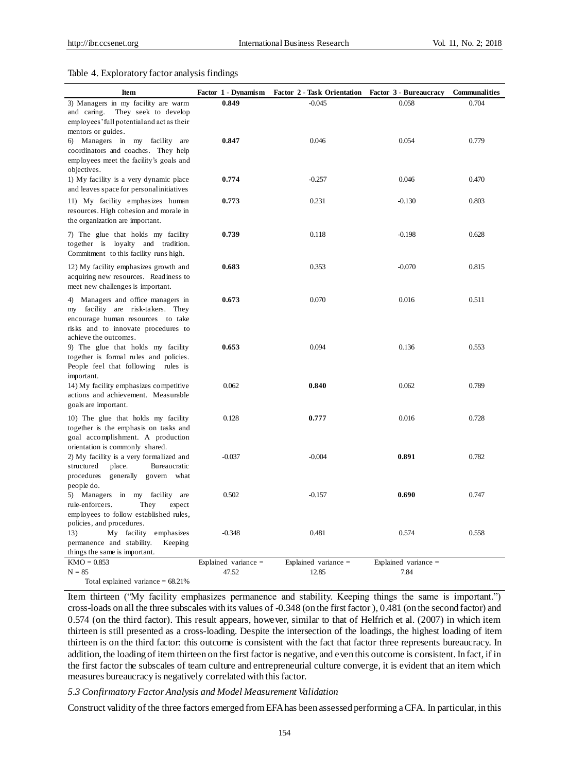Table 4. Exploratory factor analysis findings

| Item | Factor 1 - Dynamism | Factor 2 - Task Orientation | Factor 3 - Bureaucracy | Communalities |
|---|---|---|---|---|
| 3) Managers in my facility are warm and caring. They seek to develop employees' full potential and act as their mentors or guides. | **0.849** | -0.045 | 0.058 | 0.704 |
| 6) Managers in my facility are coordinators and coaches. They help employees meet the facility's goals and objectives. | **0.847** | 0.046 | 0.054 | 0.779 |
| 1) My facility is a very dynamic place and leaves space for personal initiatives | **0.774** | -0.257 | 0.046 | 0.470 |
| 11) My facility emphasizes human resources. High cohesion and morale in the organization are important. | **0.773** | 0.231 | -0.130 | 0.803 |
| 7) The glue that holds my facility together is loyalty and tradition. Commitment to this facility runs high. | **0.739** | 0.118 | -0.198 | 0.628 |
| 12) My facility emphasizes growth and acquiring new resources. Readiness to meet new challenges is important. | **0.683** | 0.353 | -0.070 | 0.815 |
| 4) Managers and office managers in my facility are risk-takers. They encourage human resources to take risks and to innovate procedures to achieve the outcomes. | **0.673** | 0.070 | 0.016 | 0.511 |
| 9) The glue that holds my facility together is formal rules and policies. People feel that following rules is important. | **0.653** | 0.094 | 0.136 | 0.553 |
| 14) My facility emphasizes competitive actions and achievement. Measurable goals are important. | 0.062 | **0.840** | 0.062 | 0.789 |
| 10) The glue that holds my facility together is the emphasis on tasks and goal accomplishment. A production orientation is commonly shared. | 0.128 | **0.777** | 0.016 | 0.728 |
| 2) My facility is a very formalized and structured place. Bureaucratic procedures generally govern what people do. | -0.037 | -0.004 | **0.891** | 0.782 |
| 5) Managers in my facility are rule-enforcers. They expect employees to follow established rules, policies, and procedures. | 0.502 | -0.157 | **0.690** | 0.747 |
| 13) My facility emphasizes permanence and stability. Keeping things the same is important. | -0.348 | 0.481 | 0.574 | 0.558 |
| KMO = 0.853<br>N = 85<br>Total explained variance = 68.21% | Explained variance = 47.52 | Explained variance = 12.85 | Explained variance = 7.84 | |

Item thirteen ("My facility emphasizes permanence and stability. Keeping things the same is important.") cross-loads on all the three subscales with its values of -0.348 (on the first factor), 0.481 (on the second factor) and 0.574 (on the third factor). This result appears, however, similar to that of Helfrich et al. (2007) in which item thirteen is still presented as a cross-loading. Despite the intersection of the loadings, the highest loading of item thirteen is on the third factor: this outcome is consistent with the fact that factor three represents bureaucracy. In addition, the loading of item thirteen on the first factor is negative, and even this outcome is consistent. In fact, if in the first factor the subscales of team culture and entrepreneurial culture converge, it is evident that an item which measures bureaucracy is negatively correlated with this factor.

### *5.3 Confirmatory Factor Analysis and Model Measurement Validation*

Construct validity of the three factors emerged from EFA has been assessed performing a CFA. In particular, in this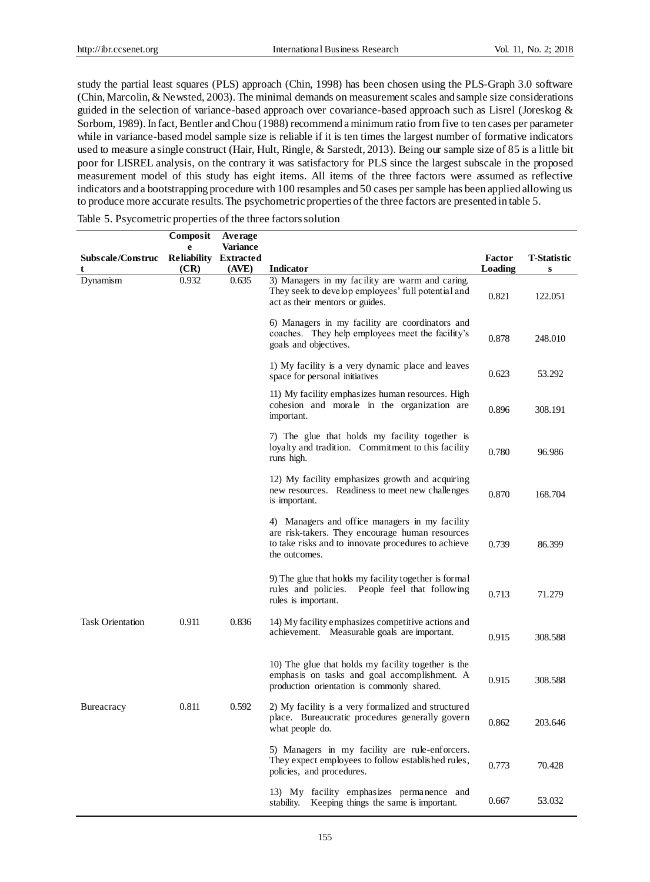study the partial least squares (PLS) approach (Chin, 1998) has been chosen using the PLS-Graph 3.0 software (Chin, Marcolin, & Newsted, 2003). The minimal demands on measurement scales and sample size considerations guided in the selection of variance-based approach over covariance-based approach such as Lisrel (Joreskog & Sorbom, 1989). In fact, Bentler and Chou (1988) recommend a minimum ratio from five to ten cases per parameter while in variance-based model sample size is reliable if it is ten times the largest number of formative indicators used to measure a single construct (Hair, Hult, Ringle, & Sarstedt, 2013). Being our sample size of 85 is a little bit poor for LISREL analysis, on the contrary it was satisfactory for PLS since the largest subscale in the proposed measurement model of this study has eight items. All items of the three factors were assumed as reflective indicators and a bootstrapping procedure with 100 resamples and 50 cases per sample has been applied allowing us to produce more accurate results. The psychometric properties of the three factors are presented in table 5.

Table 5. Psycometric properties of the three factors solution

| Subscale/Construct | Composite Reliability (CR) | Average Variance Extracted (AVE) | Indicator | Factor Loading | T-Statistics |
|---|---|---|---|---|---|
| Dynamism | 0.932 | 0.635 | 3) Managers in my facility are warm and caring. They seek to develop employees' full potential and act as their mentors or guides. | 0.821 | 122.051 |
| | | | 6) Managers in my facility are coordinators and coaches. They help employees meet the facility's goals and objectives. | 0.878 | 248.010 |
| | | | 1) My facility is a very dynamic place and leaves space for personal initiatives | 0.623 | 53.292 |
| | | | 11) My facility emphasizes human resources. High cohesion and morale in the organization are important. | 0.896 | 308.191 |
| | | | 7) The glue that holds my facility together is loyalty and tradition. Commitment to this facility runs high. | 0.780 | 96.986 |
| | | | 12) My facility emphasizes growth and acquiring new resources. Readiness to meet new challenges is important. | 0.870 | 168.704 |
| | | | 4) Managers and office managers in my facility are risk-takers. They encourage human resources to take risks and to innovate procedures to achieve the outcomes. | 0.739 | 86.399 |
| | | | 9) The glue that holds my facility together is formal rules and policies. People feel that following rules is important. | 0.713 | 71.279 |
| Task Orientation | 0.911 | 0.836 | 14) My facility emphasizes competitive actions and achievement. Measurable goals are important. | 0.915 | 308.588 |
| | | | 10) The glue that holds my facility together is the emphasis on tasks and goal accomplishment. A production orientation is commonly shared. | 0.915 | 308.588 |
| Bureacracy | 0.811 | 0.592 | 2) My facility is a very formalized and structured place. Bureaucratic procedures generally govern what people do. | 0.862 | 203.646 |
| | | | 5) Managers in my facility are rule-enforcers. They expect employees to follow established rules, policies, and procedures. | 0.773 | 70.428 |
| | | | 13) My facility emphasizes permanence and stability. Keeping things the same is important. | 0.667 | 53.032 |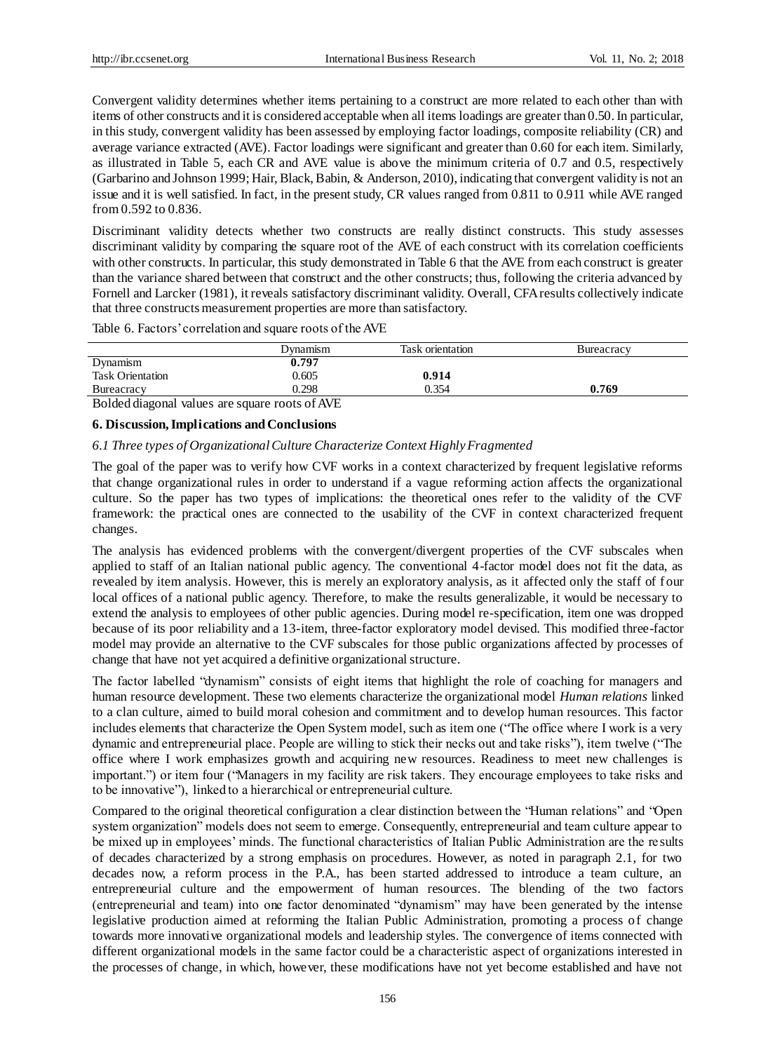Convergent validity determines whether items pertaining to a construct are more related to each other than with items of other constructs and it is considered acceptable when all items loadings are greater than 0.50. In particular, in this study, convergent validity has been assessed by employing factor loadings, composite reliability (CR) and average variance extracted (AVE). Factor loadings were significant and greater than 0.60 for each item. Similarly, as illustrated in Table 5, each CR and AVE value is above the minimum criteria of 0.7 and 0.5, respectively (Garbarino and Johnson 1999; Hair, Black, Babin, & Anderson, 2010), indicating that convergent validity is not an issue and it is well satisfied. In fact, in the present study, CR values ranged from 0.811 to 0.911 while AVE ranged from 0.592 to 0.836.

Discriminant validity detects whether two constructs are really distinct constructs. This study assesses discriminant validity by comparing the square root of the AVE of each construct with its correlation coefficients with other constructs. In particular, this study demonstrated in Table 6 that the AVE from each construct is greater than the variance shared between that construct and the other constructs; thus, following the criteria advanced by Fornell and Larcker (1981), it reveals satisfactory discriminant validity. Overall, CFA results collectively indicate that three constructs measurement properties are more than satisfactory.

Table 6. Factors' correlation and square roots of the AVE

| | Dynamism | Task orientation | Bureacracy |
|---|---|---|---|
| Dynamism | **0.797** | | |
| Task Orientation | 0.605 | **0.914** | |
| Bureacracy | 0.298 | 0.354 | **0.769** |

Bolded diagonal values are square roots of AVE

## 6. Discussion, Implications and Conclusions

### *6.1 Three types of Organizational Culture Characterize Context Highly Fragmented*

The goal of the paper was to verify how CVF works in a context characterized by frequent legislative reforms that change organizational rules in order to understand if a vague reforming action affects the organizational culture. So the paper has two types of implications: the theoretical ones refer to the validity of the CVF framework: the practical ones are connected to the usability of the CVF in context characterized frequent changes.

The analysis has evidenced problems with the convergent/divergent properties of the CVF subscales when applied to staff of an Italian national public agency. The conventional 4-factor model does not fit the data, as revealed by item analysis. However, this is merely an exploratory analysis, as it affected only the staff of four local offices of a national public agency. Therefore, to make the results generalizable, it would be necessary to extend the analysis to employees of other public agencies. During model re-specification, item one was dropped because of its poor reliability and a 13-item, three-factor exploratory model devised. This modified three-factor model may provide an alternative to the CVF subscales for those public organizations affected by processes of change that have not yet acquired a definitive organizational structure.

The factor labelled "dynamism" consists of eight items that highlight the role of coaching for managers and human resource development. These two elements characterize the organizational model *Human relations* linked to a clan culture, aimed to build moral cohesion and commitment and to develop human resources. This factor includes elements that characterize the Open System model, such as item one ("The office where I work is a very dynamic and entrepreneurial place. People are willing to stick their necks out and take risks"), item twelve ("The office where I work emphasizes growth and acquiring new resources. Readiness to meet new challenges is important.") or item four ("Managers in my facility are risk takers. They encourage employees to take risks and to be innovative"), linked to a hierarchical or entrepreneurial culture.

Compared to the original theoretical configuration a clear distinction between the "Human relations" and "Open system organization" models does not seem to emerge. Consequently, entrepreneurial and team culture appear to be mixed up in employees' minds. The functional characteristics of Italian Public Administration are the results of decades characterized by a strong emphasis on procedures. However, as noted in paragraph 2.1, for two decades now, a reform process in the P.A., has been started addressed to introduce a team culture, an entrepreneurial culture and the empowerment of human resources. The blending of the two factors (entrepreneurial and team) into one factor denominated "dynamism" may have been generated by the intense legislative production aimed at reforming the Italian Public Administration, promoting a process of change towards more innovative organizational models and leadership styles. The convergence of items connected with different organizational models in the same factor could be a characteristic aspect of organizations interested in the processes of change, in which, however, these modifications have not yet become established and have not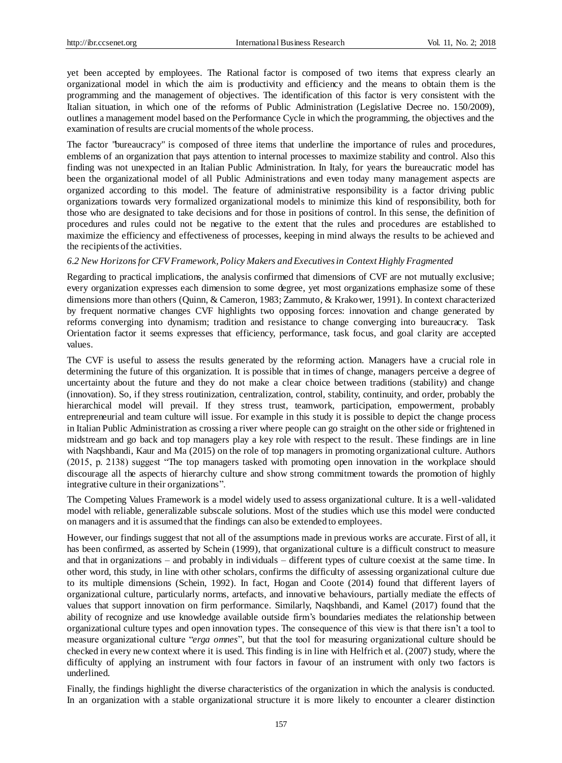yet been accepted by employees. The Rational factor is composed of two items that express clearly an organizational model in which the aim is productivity and efficiency and the means to obtain them is the programming and the management of objectives. The identification of this factor is very consistent with the Italian situation, in which one of the reforms of Public Administration (Legislative Decree no. 150/2009), outlines a management model based on the Performance Cycle in which the programming, the objectives and the examination of results are crucial moments of the whole process.

The factor "bureaucracy" is composed of three items that underline the importance of rules and procedures, emblems of an organization that pays attention to internal processes to maximize stability and control. Also this finding was not unexpected in an Italian Public Administration. In Italy, for years the bureaucratic model has been the organizational model of all Public Administrations and even today many management aspects are organized according to this model. The feature of administrative responsibility is a factor driving public organizations towards very formalized organizational models to minimize this kind of responsibility, both for those who are designated to take decisions and for those in positions of control. In this sense, the definition of procedures and rules could not be negative to the extent that the rules and procedures are established to maximize the efficiency and effectiveness of processes, keeping in mind always the results to be achieved and the recipients of the activities.

### 6.2 New Horizons for CFV Framework, Policy Makers and Executives in Context Highly Fragmented

Regarding to practical implications, the analysis confirmed that dimensions of CVF are not mutually exclusive; every organization expresses each dimension to some degree, yet most organizations emphasize some of these dimensions more than others (Quinn, & Cameron, 1983; Zammuto, & Krakower, 1991). In context characterized by frequent normative changes CVF highlights two opposing forces: innovation and change generated by reforms converging into dynamism; tradition and resistance to change converging into bureaucracy. Task Orientation factor it seems expresses that efficiency, performance, task focus, and goal clarity are accepted values.

The CVF is useful to assess the results generated by the reforming action. Managers have a crucial role in determining the future of this organization. It is possible that in times of change, managers perceive a degree of uncertainty about the future and they do not make a clear choice between traditions (stability) and change (innovation). So, if they stress routinization, centralization, control, stability, continuity, and order, probably the hierarchical model will prevail. If they stress trust, teamwork, participation, empowerment, probably entrepreneurial and team culture will issue. For example in this study it is possible to depict the change process in Italian Public Administration as crossing a river where people can go straight on the other side or frightened in midstream and go back and top managers play a key role with respect to the result. These findings are in line with Naqshbandi, Kaur and Ma (2015) on the role of top managers in promoting organizational culture. Authors (2015, p. 2138) suggest "The top managers tasked with promoting open innovation in the workplace should discourage all the aspects of hierarchy culture and show strong commitment towards the promotion of highly integrative culture in their organizations".

The Competing Values Framework is a model widely used to assess organizational culture. It is a well-validated model with reliable, generalizable subscale solutions. Most of the studies which use this model were conducted on managers and it is assumed that the findings can also be extended to employees.

However, our findings suggest that not all of the assumptions made in previous works are accurate. First of all, it has been confirmed, as asserted by Schein (1999), that organizational culture is a difficult construct to measure and that in organizations – and probably in individuals – different types of culture coexist at the same time. In other word, this study, in line with other scholars, confirms the difficulty of assessing organizational culture due to its multiple dimensions (Schein, 1992). In fact, Hogan and Coote (2014) found that different layers of organizational culture, particularly norms, artefacts, and innovative behaviours, partially mediate the effects of values that support innovation on firm performance. Similarly, Naqshbandi, and Kamel (2017) found that the ability of recognize and use knowledge available outside firm's boundaries mediates the relationship between organizational culture types and open innovation types. The consequence of this view is that there isn't a tool to measure organizational culture "*erga omnes*", but that the tool for measuring organizational culture should be checked in every new context where it is used. This finding is in line with Helfrich et al. (2007) study, where the difficulty of applying an instrument with four factors in favour of an instrument with only two factors is underlined.

Finally, the findings highlight the diverse characteristics of the organization in which the analysis is conducted. In an organization with a stable organizational structure it is more likely to encounter a clearer distinction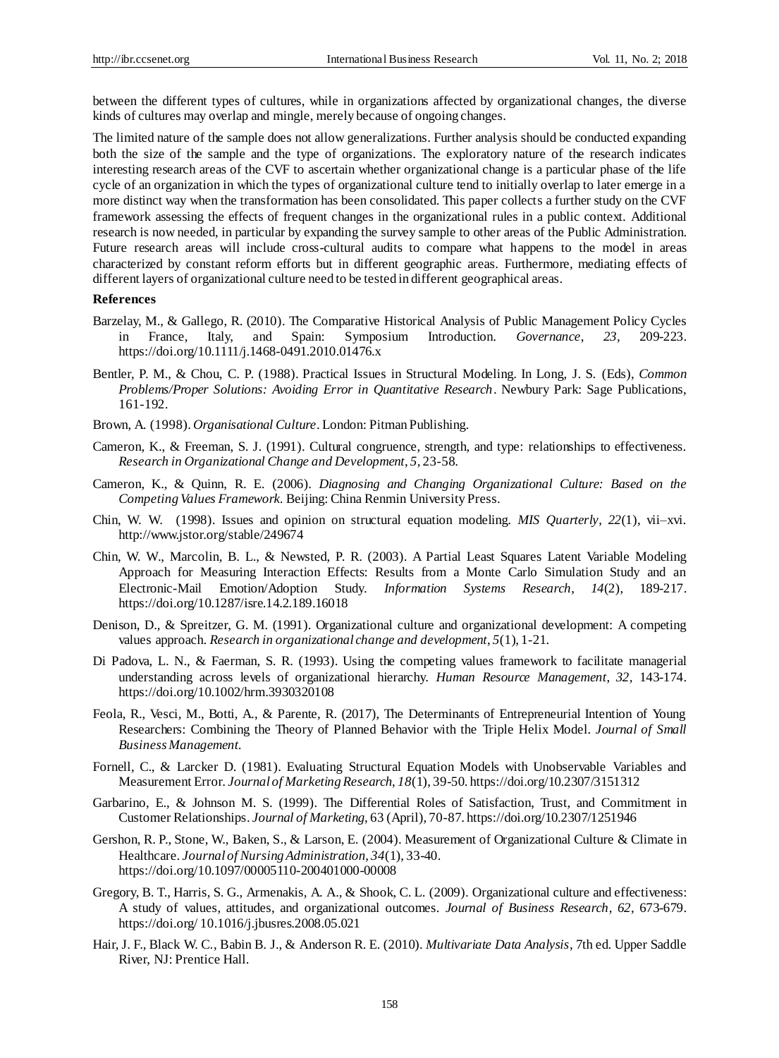between the different types of cultures, while in organizations affected by organizational changes, the diverse kinds of cultures may overlap and mingle, merely because of ongoing changes.

The limited nature of the sample does not allow generalizations. Further analysis should be conducted expanding both the size of the sample and the type of organizations. The exploratory nature of the research indicates interesting research areas of the CVF to ascertain whether organizational change is a particular phase of the life cycle of an organization in which the types of organizational culture tend to initially overlap to later emerge in a more distinct way when the transformation has been consolidated. This paper collects a further study on the CVF framework assessing the effects of frequent changes in the organizational rules in a public context. Additional research is now needed, in particular by expanding the survey sample to other areas of the Public Administration. Future research areas will include cross-cultural audits to compare what happens to the model in areas characterized by constant reform efforts but in different geographic areas. Furthermore, mediating effects of different layers of organizational culture need to be tested in different geographical areas.

**References**

Barzelay, M., & Gallego, R. (2010). The Comparative Historical Analysis of Public Management Policy Cycles in France, Italy, and Spain: Symposium Introduction. *Governance*, *23*, 209-223. https://doi.org/10.1111/j.1468-0491.2010.01476.x

Bentler, P. M., & Chou, C. P. (1988). Practical Issues in Structural Modeling. In Long, J. S. (Eds), *Common Problems/Proper Solutions: Avoiding Error in Quantitative Research*. Newbury Park: Sage Publications, 161-192.

Brown, A. (1998). *Organisational Culture*. London: Pitman Publishing.

Cameron, K., & Freeman, S. J. (1991). Cultural congruence, strength, and type: relationships to effectiveness. *Research in Organizational Change and Development*, *5*, 23-58.

Cameron, K., & Quinn, R. E. (2006). *Diagnosing and Changing Organizational Culture: Based on the Competing Values Framework*. Beijing: China Renmin University Press.

Chin, W. W. (1998). Issues and opinion on structural equation modeling. *MIS Quarterly*, *22*(1), vii–xvi. http://www.jstor.org/stable/249674

Chin, W. W., Marcolin, B. L., & Newsted, P. R. (2003). A Partial Least Squares Latent Variable Modeling Approach for Measuring Interaction Effects: Results from a Monte Carlo Simulation Study and an Electronic-Mail Emotion/Adoption Study. *Information Systems Research*, *14*(2), 189-217. https://doi.org/10.1287/isre.14.2.189.16018

Denison, D., & Spreitzer, G. M. (1991). Organizational culture and organizational development: A competing values approach. *Research in organizational change and development*, *5*(1), 1-21.

Di Padova, L. N., & Faerman, S. R. (1993). Using the competing values framework to facilitate managerial understanding across levels of organizational hierarchy. *Human Resource Management*, *32*, 143-174. https://doi.org/10.1002/hrm.3930320108

Feola, R., Vesci, M., Botti, A., & Parente, R. (2017), The Determinants of Entrepreneurial Intention of Young Researchers: Combining the Theory of Planned Behavior with the Triple Helix Model. *Journal of Small Business Management.*

Fornell, C., & Larcker D. (1981). Evaluating Structural Equation Models with Unobservable Variables and Measurement Error. *Journal of Marketing Research*, *18*(1), 39-50. https://doi.org/10.2307/3151312

Garbarino, E., & Johnson M. S. (1999). The Differential Roles of Satisfaction, Trust, and Commitment in Customer Relationships. *Journal of Marketing*, 63 (April), 70-87. https://doi.org/10.2307/1251946

Gershon, R. P., Stone, W., Baken, S., & Larson, E. (2004). Measurement of Organizational Culture & Climate in Healthcare. *Journal of Nursing Administration*, *34*(1), 33-40. https://doi.org/10.1097/00005110-200401000-00008

Gregory, B. T., Harris, S. G., Armenakis, A. A., & Shook, C. L. (2009). Organizational culture and effectiveness: A study of values, attitudes, and organizational outcomes. *Journal of Business Research*, *62*, 673-679. https://doi.org/ 10.1016/j.jbusres.2008.05.021

Hair, J. F., Black W. C., Babin B. J., & Anderson R. E. (2010). *Multivariate Data Analysis*, 7th ed. Upper Saddle River, NJ: Prentice Hall.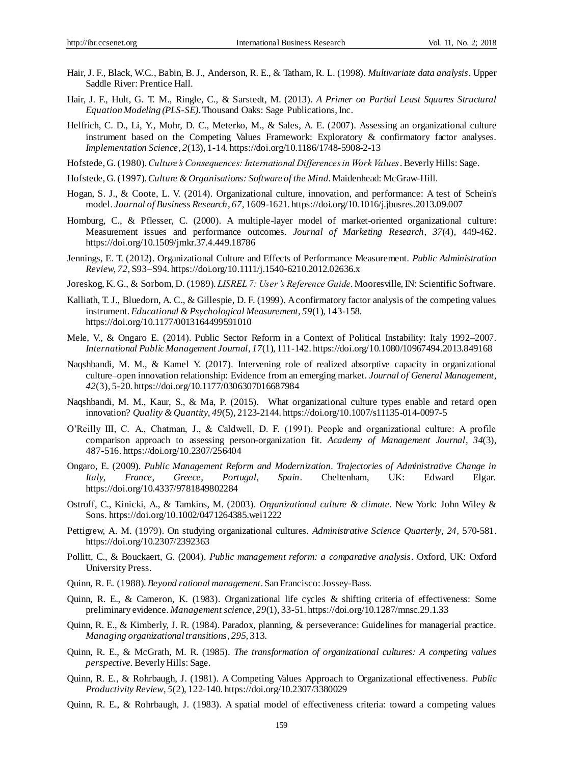Hair, J. F., Black, W.C., Babin, B. J., Anderson, R. E., & Tatham, R. L. (1998). *Multivariate data analysis*. Upper Saddle River: Prentice Hall.

Hair, J. F., Hult, G. T. M., Ringle, C., & Sarstedt, M. (2013). *A Primer on Partial Least Squares Structural Equation Modeling (PLS-SE)*. Thousand Oaks: Sage Publications, Inc.

Helfrich, C. D., Li, Y., Mohr, D. C., Meterko, M., & Sales, A. E. (2007). Assessing an organizational culture instrument based on the Competing Values Framework: Exploratory & confirmatory factor analyses. *Implementation Science*, *2*(13), 1-14. https://doi.org/10.1186/1748-5908-2-13

Hofstede, G. (1980). *Culture's Consequences: International Differences in Work Values*. Beverly Hills: Sage.

Hofstede, G. (1997). *Culture & Organisations: Software of the Mind*. Maidenhead: McGraw-Hill.

Hogan, S. J., & Coote, L. V. (2014). Organizational culture, innovation, and performance: A test of Schein's model. *Journal of Business Research*, *67*, 1609-1621. https://doi.org/10.1016/j.jbusres.2013.09.007

Homburg, C., & Pflesser, C. (2000). A multiple-layer model of market-oriented organizational culture: Measurement issues and performance outcomes. *Journal of Marketing Research*, *37*(4), 449-462. https://doi.org/10.1509/jmkr.37.4.449.18786

Jennings, E. T. (2012). Organizational Culture and Effects of Performance Measurement. *Public Administration Review*, *72*, S93–S94. https://doi.org/10.1111/j.1540-6210.2012.02636.x

Joreskog, K. G., & Sorbom, D. (1989). *LISREL 7: User's Reference Guide*. Mooresville, IN: Scientific Software.

Kalliath, T. J., Bluedorn, A. C., & Gillespie, D. F. (1999). A confirmatory factor analysis of the competing values instrument. *Educational & Psychological Measurement*, *59*(1), 143-158. https://doi.org/10.1177/0013164499591010

Mele, V., & Ongaro E. (2014). Public Sector Reform in a Context of Political Instability: Italy 1992–2007. *International Public Management Journal*, *17*(1), 111-142. https://doi.org/10.1080/10967494.2013.849168

Naqshbandi, M. M., & Kamel Y. (2017). Intervening role of realized absorptive capacity in organizational culture–open innovation relationship: Evidence from an emerging market. *Journal of General Management*, *42*(3), 5-20. https://doi.org/10.1177/0306307016687984

Naqshbandi, M. M., Kaur, S., & Ma, P. (2015). What organizational culture types enable and retard open innovation? *Quality & Quantity*, *49*(5), 2123-2144. https://doi.org/10.1007/s11135-014-0097-5

O'Reilly III, C. A., Chatman, J., & Caldwell, D. F. (1991). People and organizational culture: A profile comparison approach to assessing person-organization fit. *Academy of Management Journal*, *34*(3), 487-516. https://doi.org/10.2307/256404

Ongaro, E. (2009). *Public Management Reform and Modernization. Trajectories of Administrative Change in Italy, France, Greece, Portugal, Spain*. Cheltenham, UK: Edward Elgar. https://doi.org/10.4337/9781849802284

Ostroff, C., Kinicki, A., & Tamkins, M. (2003). *Organizational culture & climate*. New York: John Wiley & Sons. https://doi.org/10.1002/0471264385.wei1222

Pettigrew, A. M. (1979). On studying organizational cultures. *Administrative Science Quarterly*, *24*, 570-581. https://doi.org/10.2307/2392363

Pollitt, C., & Bouckaert, G. (2004). *Public management reform: a comparative analysis*. Oxford, UK: Oxford University Press.

Quinn, R. E. (1988). *Beyond rational management*. San Francisco: Jossey-Bass.

Quinn, R. E., & Cameron, K. (1983). Organizational life cycles & shifting criteria of effectiveness: Some preliminary evidence. *Management science*, *29*(1), 33-51. https://doi.org/10.1287/mnsc.29.1.33

Quinn, R. E., & Kimberly, J. R. (1984). Paradox, planning, & perseverance: Guidelines for managerial practice. *Managing organizational transitions*, *295*, 313.

Quinn, R. E., & McGrath, M. R. (1985). *The transformation of organizational cultures: A competing values perspective*. Beverly Hills: Sage.

Quinn, R. E., & Rohrbaugh, J. (1981). A Competing Values Approach to Organizational effectiveness. *Public Productivity Review*, *5*(2), 122-140. https://doi.org/10.2307/3380029

Quinn, R. E., & Rohrbaugh, J. (1983). A spatial model of effectiveness criteria: toward a competing values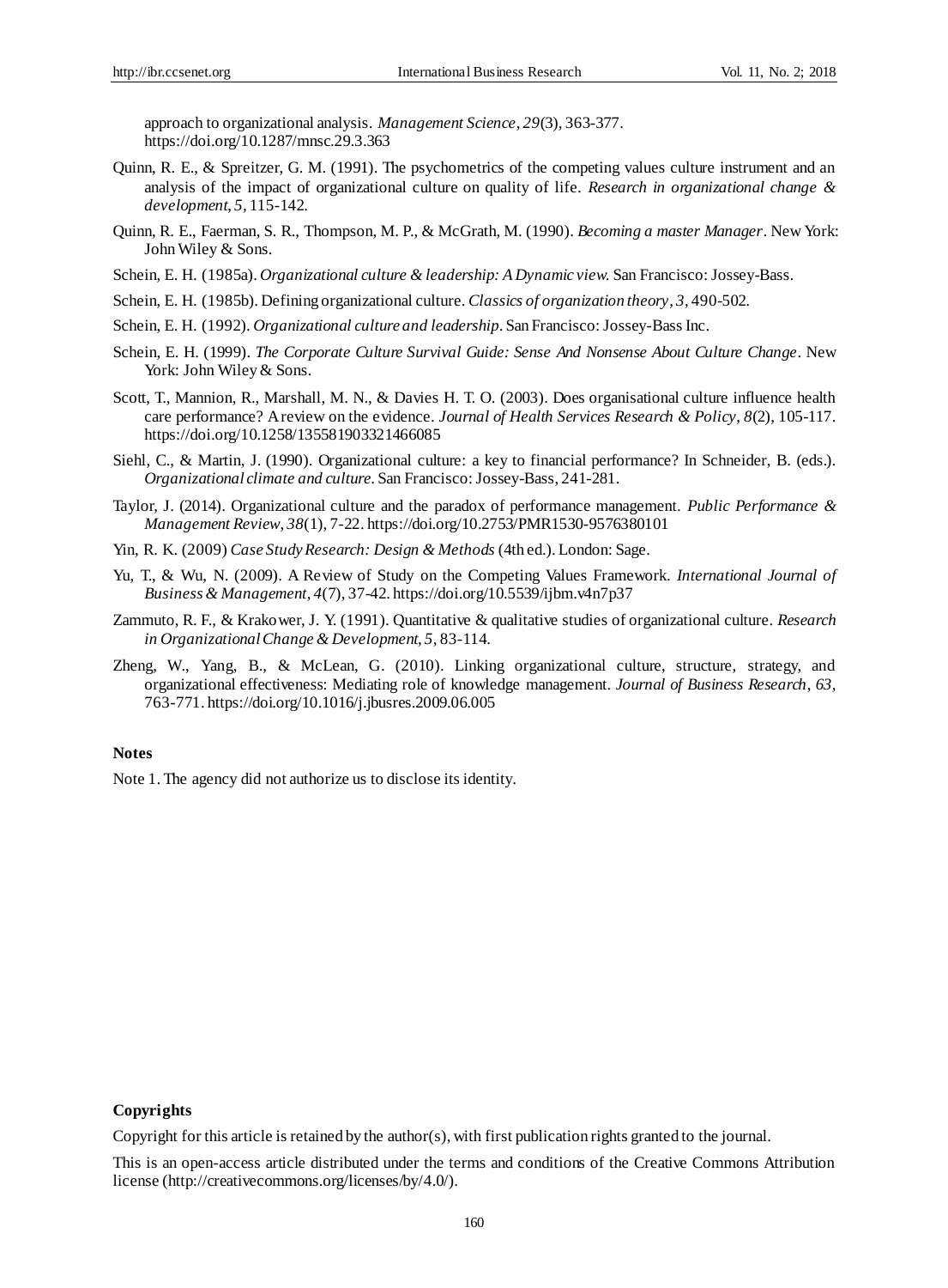approach to organizational analysis. *Management Science*, *29*(3), 363-377. https://doi.org/10.1287/mnsc.29.3.363

Quinn, R. E., & Spreitzer, G. M. (1991). The psychometrics of the competing values culture instrument and an analysis of the impact of organizational culture on quality of life. *Research in organizational change & development, 5*, 115-142.

Quinn, R. E., Faerman, S. R., Thompson, M. P., & McGrath, M. (1990). *Becoming a master Manager*. New York: John Wiley & Sons.

Schein, E. H. (1985a). *Organizational culture & leadership: A Dynamic view.* San Francisco: Jossey-Bass.

Schein, E. H. (1985b). Defining organizational culture. *Classics of organization theory*, *3*, 490-502.

Schein, E. H. (1992). *Organizational culture and leadership*. San Francisco: Jossey-Bass Inc.

Schein, E. H. (1999). *The Corporate Culture Survival Guide: Sense And Nonsense About Culture Change*. New York: John Wiley & Sons.

Scott, T., Mannion, R., Marshall, M. N., & Davies H. T. O. (2003). Does organisational culture influence health care performance? A review on the evidence. *Journal of Health Services Research & Policy*, *8*(2), 105-117. https://doi.org/10.1258/135581903321466085

Siehl, C., & Martin, J. (1990). Organizational culture: a key to financial performance? In Schneider, B. (eds.). *Organizational climate and culture*. San Francisco: Jossey-Bass, 241-281.

Taylor, J. (2014). Organizational culture and the paradox of performance management. *Public Performance & Management Review, 38*(1), 7-22. https://doi.org/10.2753/PMR1530-9576380101

Yin, R. K. (2009) *Case Study Research: Design & Methods* (4th ed.). London: Sage.

Yu, T., & Wu, N. (2009). A Review of Study on the Competing Values Framework. *International Journal of Business & Management*, *4*(7), 37-42. https://doi.org/10.5539/ijbm.v4n7p37

Zammuto, R. F., & Krakower, J. Y. (1991). Quantitative & qualitative studies of organizational culture. *Research in Organizational Change & Development, 5*, 83-114.

Zheng, W., Yang, B., & McLean, G. (2010). Linking organizational culture, structure, strategy, and organizational effectiveness: Mediating role of knowledge management. *Journal of Business Research*, *63*, 763-771. https://doi.org/10.1016/j.jbusres.2009.06.005

## Notes

Note 1. The agency did not authorize us to disclose its identity.

## Copyrights

Copyright for this article is retained by the author(s), with first publication rights granted to the journal.

This is an open-access article distributed under the terms and conditions of the Creative Commons Attribution license (http://creativecommons.org/licenses/by/4.0/).